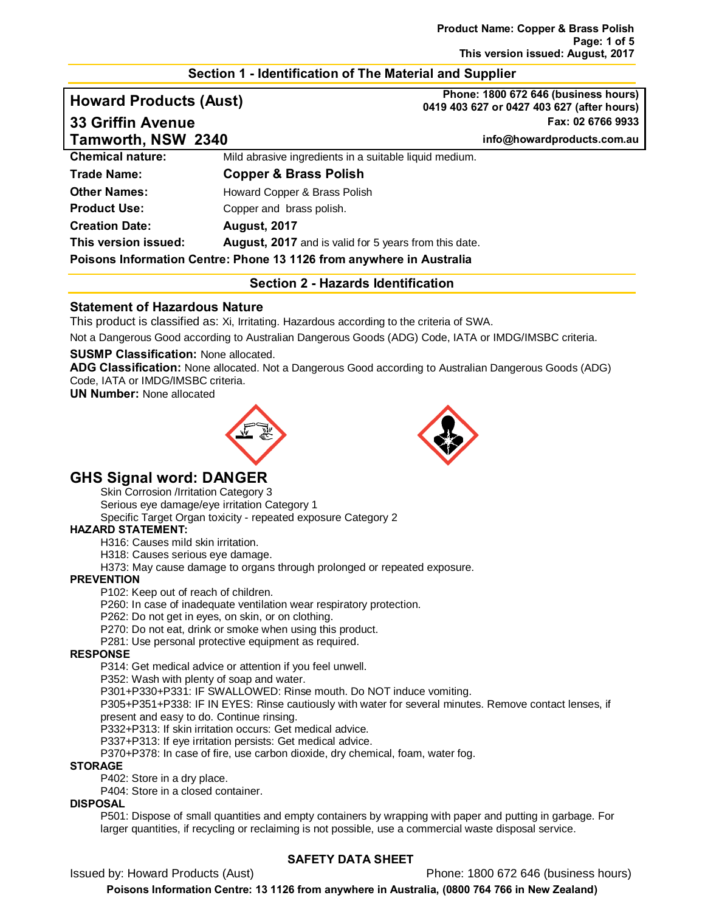## Section 1 - Identification of The Material and Supplier

**Howard Products (Aust)**
**33 Griffin Avenue**
**Tamworth, NSW 2340**

**Phone: 1800 672 646 (business hours)**
**0419 403 627 or 0427 403 627 (after hours)**
**Fax: 02 6766 9933**
**info@howardproducts.com.au**

| | |
|---|---|
| **Chemical nature:** | Mild abrasive ingredients in a suitable liquid medium. |
| **Trade Name:** | **Copper & Brass Polish** |
| **Other Names:** | Howard Copper & Brass Polish |
| **Product Use:** | Copper and brass polish. |
| **Creation Date:** | **August, 2017** |
| **This version issued:** | **August, 2017** and is valid for 5 years from this date. |

**Poisons Information Centre: Phone 13 1126 from anywhere in Australia**

## Section 2 - Hazards Identification

### Statement of Hazardous Nature

This product is classified as: Xi, Irritating. Hazardous according to the criteria of SWA.

Not a Dangerous Good according to Australian Dangerous Goods (ADG) Code, IATA or IMDG/IMSBC criteria.

**SUSMP Classification:** None allocated.
**ADG Classification:** None allocated. Not a Dangerous Good according to Australian Dangerous Goods (ADG) Code, IATA or IMDG/IMSBC criteria.
**UN Number:** None allocated

## GHS Signal word: DANGER

Skin Corrosion /Irritation Category 3
Serious eye damage/eye irritation Category 1
Specific Target Organ toxicity - repeated exposure Category 2

**HAZARD STATEMENT:**

H316: Causes mild skin irritation.
H318: Causes serious eye damage.
H373: May cause damage to organs through prolonged or repeated exposure.

**PREVENTION**

P102: Keep out of reach of children.
P260: In case of inadequate ventilation wear respiratory protection.
P262: Do not get in eyes, on skin, or on clothing.
P270: Do not eat, drink or smoke when using this product.
P281: Use personal protective equipment as required.

**RESPONSE**

P314: Get medical advice or attention if you feel unwell.
P352: Wash with plenty of soap and water.
P301+P330+P331: IF SWALLOWED: Rinse mouth. Do NOT induce vomiting.
P305+P351+P338: IF IN EYES: Rinse cautiously with water for several minutes. Remove contact lenses, if present and easy to do. Continue rinsing.
P332+P313: If skin irritation occurs: Get medical advice.
P337+P313: If eye irritation persists: Get medical advice.
P370+P378: In case of fire, use carbon dioxide, dry chemical, foam, water fog.

**STORAGE**

P402: Store in a dry place.
P404: Store in a closed container.

**DISPOSAL**

P501: Dispose of small quantities and empty containers by wrapping with paper and putting in garbage. For larger quantities, if recycling or reclaiming is not possible, use a commercial waste disposal service.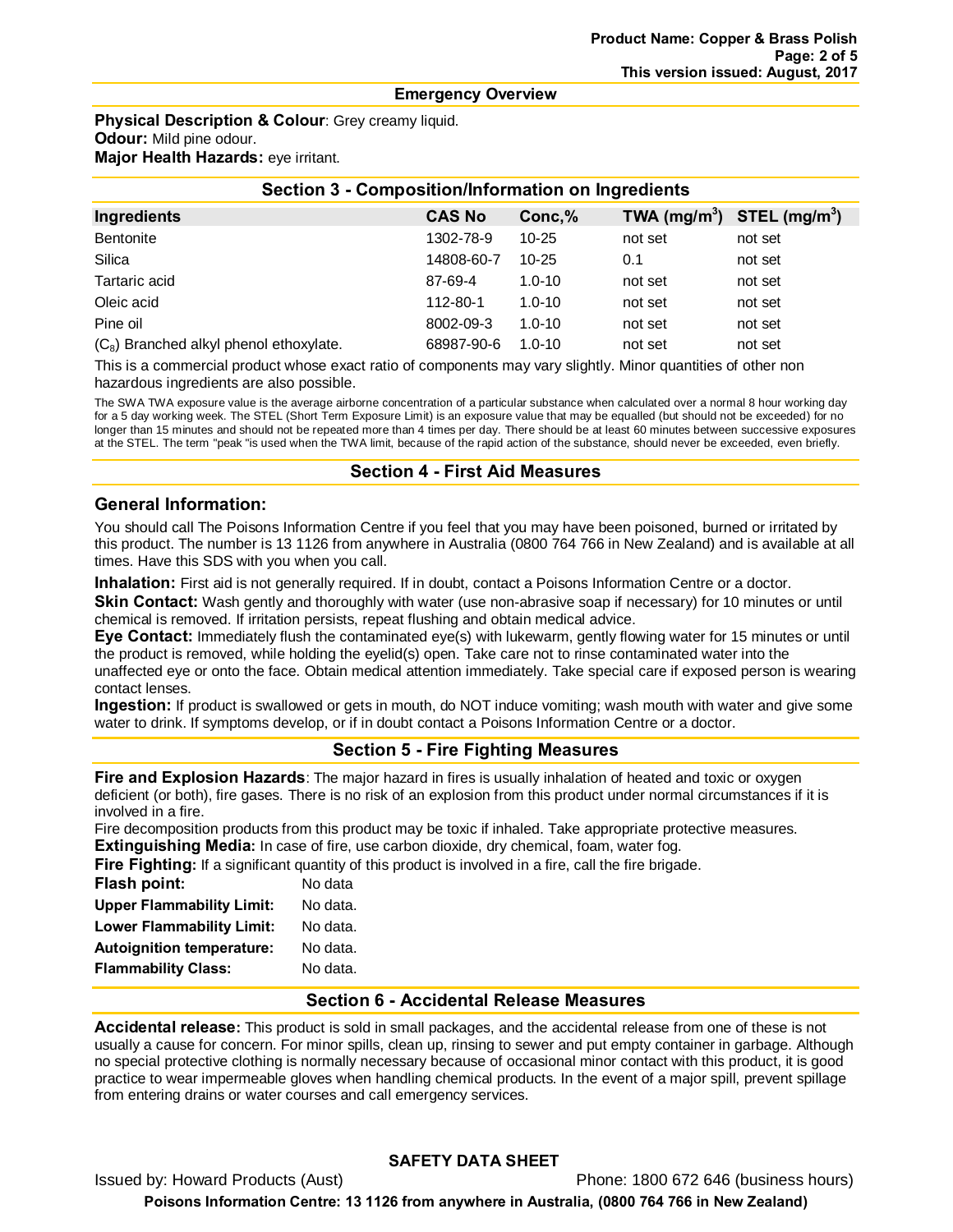## Emergency Overview

**Physical Description & Colour**: Grey creamy liquid.
**Odour:** Mild pine odour.
**Major Health Hazards:** eye irritant.

## Section 3 - Composition/Information on Ingredients

| Ingredients | CAS No | Conc,% | TWA ($mg/m^3$) | STEL ($mg/m^3$) |
|---|---|---|---|---|
| Bentonite | 1302-78-9 | 10-25 | not set | not set |
| Silica | 14808-60-7 | 10-25 | 0.1 | not set |
| Tartaric acid | 87-69-4 | 1.0-10 | not set | not set |
| Oleic acid | 112-80-1 | 1.0-10 | not set | not set |
| Pine oil | 8002-09-3 | 1.0-10 | not set | not set |
| ($C_8$) Branched alkyl phenol ethoxylate. | 68987-90-6 | 1.0-10 | not set | not set |

This is a commercial product whose exact ratio of components may vary slightly. Minor quantities of other non hazardous ingredients are also possible.

The SWA TWA exposure value is the average airborne concentration of a particular substance when calculated over a normal 8 hour working day for a 5 day working week. The STEL (Short Term Exposure Limit) is an exposure value that may be equalled (but should not be exceeded) for no longer than 15 minutes and should not be repeated more than 4 times per day. There should be at least 60 minutes between successive exposures at the STEL. The term "peak "is used when the TWA limit, because of the rapid action of the substance, should never be exceeded, even briefly.

## Section 4 - First Aid Measures

### General Information:

You should call The Poisons Information Centre if you feel that you may have been poisoned, burned or irritated by this product. The number is 13 1126 from anywhere in Australia (0800 764 766 in New Zealand) and is available at all times. Have this SDS with you when you call.

**Inhalation:** First aid is not generally required. If in doubt, contact a Poisons Information Centre or a doctor.
**Skin Contact:** Wash gently and thoroughly with water (use non-abrasive soap if necessary) for 10 minutes or until chemical is removed. If irritation persists, repeat flushing and obtain medical advice.
**Eye Contact:** Immediately flush the contaminated eye(s) with lukewarm, gently flowing water for 15 minutes or until the product is removed, while holding the eyelid(s) open. Take care not to rinse contaminated water into the unaffected eye or onto the face. Obtain medical attention immediately. Take special care if exposed person is wearing contact lenses.
**Ingestion:** If product is swallowed or gets in mouth, do NOT induce vomiting; wash mouth with water and give some water to drink. If symptoms develop, or if in doubt contact a Poisons Information Centre or a doctor.

## Section 5 - Fire Fighting Measures

**Fire and Explosion Hazards**: The major hazard in fires is usually inhalation of heated and toxic or oxygen deficient (or both), fire gases. There is no risk of an explosion from this product under normal circumstances if it is involved in a fire.
Fire decomposition products from this product may be toxic if inhaled. Take appropriate protective measures.
**Extinguishing Media:** In case of fire, use carbon dioxide, dry chemical, foam, water fog.
**Fire Fighting:** If a significant quantity of this product is involved in a fire, call the fire brigade.

**Flash point:** No data
**Upper Flammability Limit:** No data.
**Lower Flammability Limit:** No data.
**Autoignition temperature:** No data.
**Flammability Class:** No data.

## Section 6 - Accidental Release Measures

**Accidental release:** This product is sold in small packages, and the accidental release from one of these is not usually a cause for concern. For minor spills, clean up, rinsing to sewer and put empty container in garbage. Although no special protective clothing is normally necessary because of occasional minor contact with this product, it is good practice to wear impermeable gloves when handling chemical products. In the event of a major spill, prevent spillage from entering drains or water courses and call emergency services.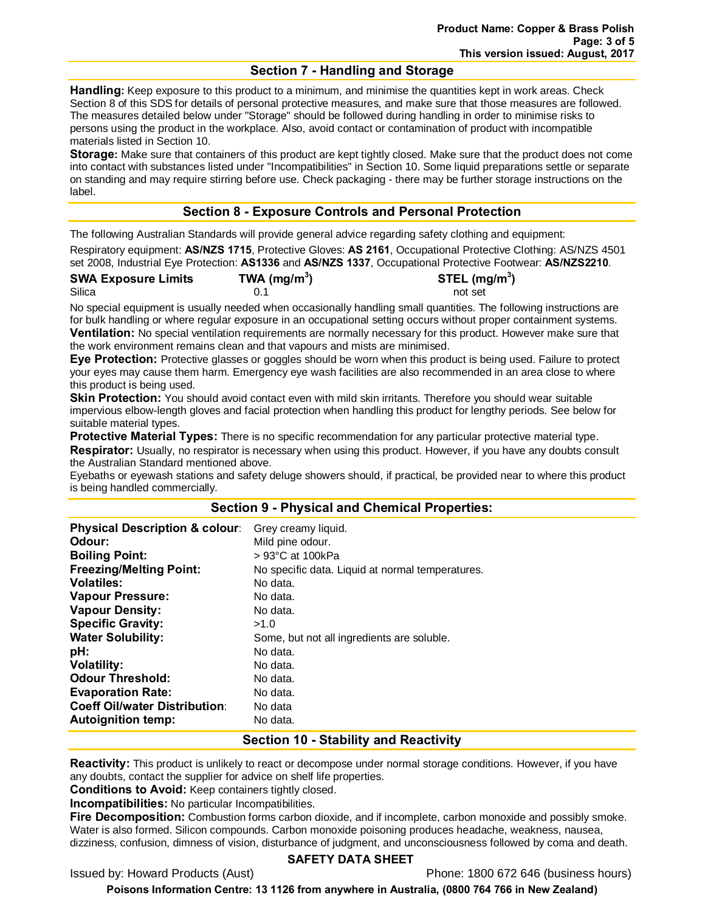## Section 7 - Handling and Storage

**Handling:** Keep exposure to this product to a minimum, and minimise the quantities kept in work areas. Check Section 8 of this SDS for details of personal protective measures, and make sure that those measures are followed. The measures detailed below under "Storage" should be followed during handling in order to minimise risks to persons using the product in the workplace. Also, avoid contact or contamination of product with incompatible materials listed in Section 10.

**Storage:** Make sure that containers of this product are kept tightly closed. Make sure that the product does not come into contact with substances listed under "Incompatibilities" in Section 10. Some liquid preparations settle or separate on standing and may require stirring before use. Check packaging - there may be further storage instructions on the label.

## Section 8 - Exposure Controls and Personal Protection

The following Australian Standards will provide general advice regarding safety clothing and equipment:

Respiratory equipment: **AS/NZS 1715**, Protective Gloves: **AS 2161**, Occupational Protective Clothing: AS/NZS 4501 set 2008, Industrial Eye Protection: **AS1336** and **AS/NZS 1337**, Occupational Protective Footwear: **AS/NZS2210**.

| SWA Exposure Limits | TWA (mg/m$^3$) | STEL (mg/m$^3$) |
|---|---|---|
| Silica | 0.1 | not set |

No special equipment is usually needed when occasionally handling small quantities. The following instructions are for bulk handling or where regular exposure in an occupational setting occurs without proper containment systems.

**Ventilation:** No special ventilation requirements are normally necessary for this product. However make sure that the work environment remains clean and that vapours and mists are minimised.

**Eye Protection:** Protective glasses or goggles should be worn when this product is being used. Failure to protect your eyes may cause them harm. Emergency eye wash facilities are also recommended in an area close to where this product is being used.

**Skin Protection:** You should avoid contact even with mild skin irritants. Therefore you should wear suitable impervious elbow-length gloves and facial protection when handling this product for lengthy periods. See below for suitable material types.

**Protective Material Types:** There is no specific recommendation for any particular protective material type.

**Respirator:** Usually, no respirator is necessary when using this product. However, if you have any doubts consult the Australian Standard mentioned above.

Eyebaths or eyewash stations and safety deluge showers should, if practical, be provided near to where this product is being handled commercially.

## Section 9 - Physical and Chemical Properties:

| | |
|---|---|
| **Physical Description & colour**: | Grey creamy liquid. |
| **Odour:** | Mild pine odour. |
| **Boiling Point:** | > 93°C at 100kPa |
| **Freezing/Melting Point:** | No specific data. Liquid at normal temperatures. |
| **Volatiles:** | No data. |
| **Vapour Pressure:** | No data. |
| **Vapour Density:** | No data. |
| **Specific Gravity:** | >1.0 |
| **Water Solubility:** | Some, but not all ingredients are soluble. |
| **pH:** | No data. |
| **Volatility:** | No data. |
| **Odour Threshold:** | No data. |
| **Evaporation Rate:** | No data. |
| **Coeff Oil/water Distribution**: | No data |
| **Autoignition temp:** | No data. |

## Section 10 - Stability and Reactivity

**Reactivity:** This product is unlikely to react or decompose under normal storage conditions. However, if you have any doubts, contact the supplier for advice on shelf life properties.

**Conditions to Avoid:** Keep containers tightly closed.

**Incompatibilities:** No particular Incompatibilities.

**Fire Decomposition:** Combustion forms carbon dioxide, and if incomplete, carbon monoxide and possibly smoke. Water is also formed. Silicon compounds. Carbon monoxide poisoning produces headache, weakness, nausea, dizziness, confusion, dimness of vision, disturbance of judgment, and unconsciousness followed by coma and death.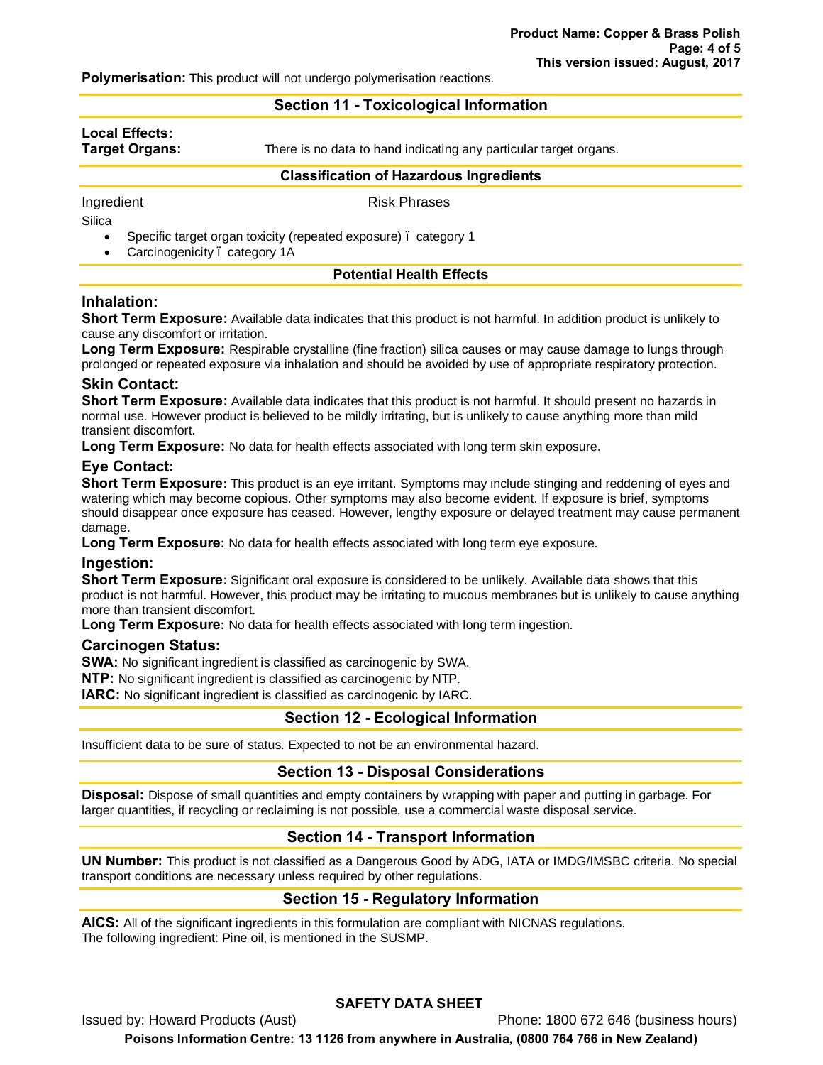**Polymerisation:** This product will not undergo polymerisation reactions.

## Section 11 - Toxicological Information

**Local Effects:**

**Target Organs:** There is no data to hand indicating any particular target organs.

### Classification of Hazardous Ingredients

| Ingredient | Risk Phrases |
|---|---|
| Silica | |

- Specific target organ toxicity (repeated exposure) – category 1
- Carcinogenicity – category 1A

### Potential Health Effects

### Inhalation:

**Short Term Exposure:** Available data indicates that this product is not harmful. In addition product is unlikely to cause any discomfort or irritation.

**Long Term Exposure:** Respirable crystalline (fine fraction) silica causes or may cause damage to lungs through prolonged or repeated exposure via inhalation and should be avoided by use of appropriate respiratory protection.

### Skin Contact:

**Short Term Exposure:** Available data indicates that this product is not harmful. It should present no hazards in normal use. However product is believed to be mildly irritating, but is unlikely to cause anything more than mild transient discomfort.

**Long Term Exposure:** No data for health effects associated with long term skin exposure.

### Eye Contact:

**Short Term Exposure:** This product is an eye irritant. Symptoms may include stinging and reddening of eyes and watering which may become copious. Other symptoms may also become evident. If exposure is brief, symptoms should disappear once exposure has ceased. However, lengthy exposure or delayed treatment may cause permanent damage.

**Long Term Exposure:** No data for health effects associated with long term eye exposure.

### Ingestion:

**Short Term Exposure:** Significant oral exposure is considered to be unlikely. Available data shows that this product is not harmful. However, this product may be irritating to mucous membranes but is unlikely to cause anything more than transient discomfort.

**Long Term Exposure:** No data for health effects associated with long term ingestion.

### Carcinogen Status:

**SWA:** No significant ingredient is classified as carcinogenic by SWA.

**NTP:** No significant ingredient is classified as carcinogenic by NTP.

**IARC:** No significant ingredient is classified as carcinogenic by IARC.

## Section 12 - Ecological Information

Insufficient data to be sure of status. Expected to not be an environmental hazard.

## Section 13 - Disposal Considerations

**Disposal:** Dispose of small quantities and empty containers by wrapping with paper and putting in garbage. For larger quantities, if recycling or reclaiming is not possible, use a commercial waste disposal service.

## Section 14 - Transport Information

**UN Number:** This product is not classified as a Dangerous Good by ADG, IATA or IMDG/IMSBC criteria. No special transport conditions are necessary unless required by other regulations.

## Section 15 - Regulatory Information

**AICS:** All of the significant ingredients in this formulation are compliant with NICNAS regulations.
The following ingredient: Pine oil, is mentioned in the SUSMP.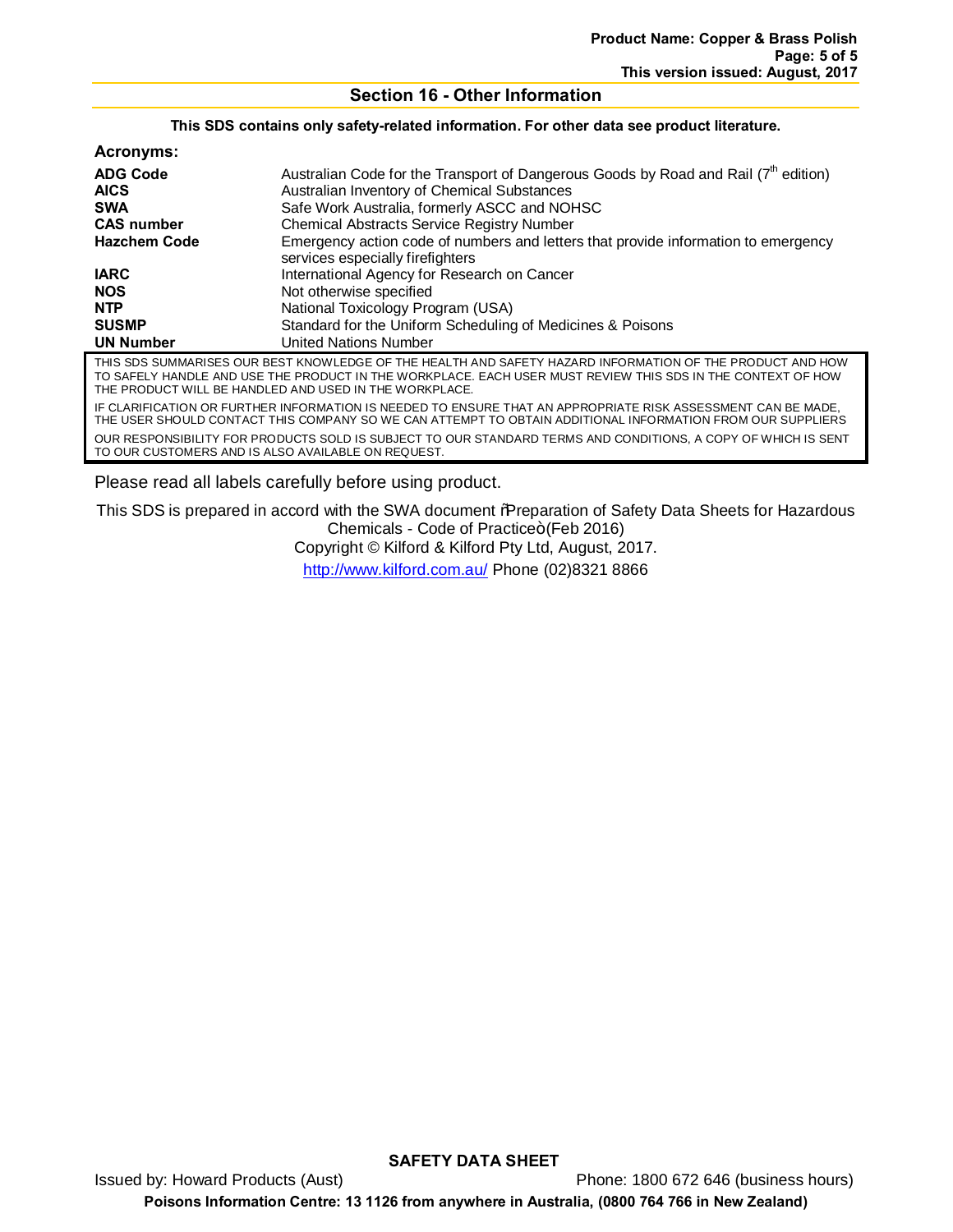## Section 16 - Other Information

**This SDS contains only safety-related information. For other data see product literature.**

**Acronyms:**

| | |
|---|---|
| **ADG Code** | Australian Code for the Transport of Dangerous Goods by Road and Rail (7th edition) |
| **AICS** | Australian Inventory of Chemical Substances |
| **SWA** | Safe Work Australia, formerly ASCC and NOHSC |
| **CAS number** | Chemical Abstracts Service Registry Number |
| **Hazchem Code** | Emergency action code of numbers and letters that provide information to emergency services especially firefighters |
| **IARC** | International Agency for Research on Cancer |
| **NOS** | Not otherwise specified |
| **NTP** | National Toxicology Program (USA) |
| **SUSMP** | Standard for the Uniform Scheduling of Medicines & Poisons |
| **UN Number** | United Nations Number |

THIS SDS SUMMARISES OUR BEST KNOWLEDGE OF THE HEALTH AND SAFETY HAZARD INFORMATION OF THE PRODUCT AND HOW TO SAFELY HANDLE AND USE THE PRODUCT IN THE WORKPLACE. EACH USER MUST REVIEW THIS SDS IN THE CONTEXT OF HOW THE PRODUCT WILL BE HANDLED AND USED IN THE WORKPLACE.

IF CLARIFICATION OR FURTHER INFORMATION IS NEEDED TO ENSURE THAT AN APPROPRIATE RISK ASSESSMENT CAN BE MADE, THE USER SHOULD CONTACT THIS COMPANY SO WE CAN ATTEMPT TO OBTAIN ADDITIONAL INFORMATION FROM OUR SUPPLIERS

OUR RESPONSIBILITY FOR PRODUCTS SOLD IS SUBJECT TO OUR STANDARD TERMS AND CONDITIONS, A COPY OF WHICH IS SENT TO OUR CUSTOMERS AND IS ALSO AVAILABLE ON REQUEST.

Please read all labels carefully before using product.

This SDS is prepared in accord with the SWA document "Preparation of Safety Data Sheets for Hazardous Chemicals - Code of Practice" (Feb 2016)

Copyright © Kilford & Kilford Pty Ltd, August, 2017.

http://www.kilford.com.au/ Phone (02)8321 8866

**SAFETY DATA SHEET**

Issued by: Howard Products (Aust) Phone: 1800 672 646 (business hours)

**Poisons Information Centre: 13 1126 from anywhere in Australia, (0800 764 766 in New Zealand)**